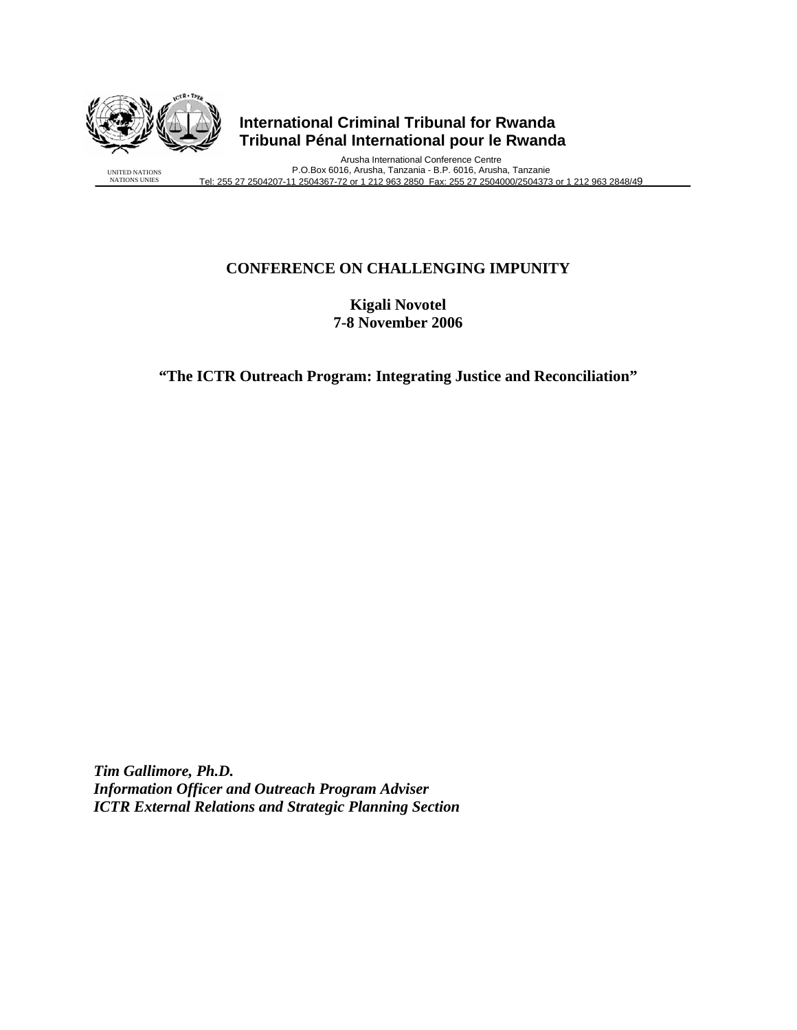**International Criminal Tribunal for Rwanda**
**Tribunal Pénal International pour le Rwanda**

UNITED NATIONS
NATIONS UNIES

Arusha International Conference Centre
P.O.Box 6016, Arusha, Tanzania - B.P. 6016, Arusha, Tanzanie
Tel: 255 27 2504207-11 2504367-72 or 1 212 963 2850 Fax: 255 27 2504000/2504373 or 1 212 963 2848/49

# CONFERENCE ON CHALLENGING IMPUNITY

**Kigali Novotel**
**7-8 November 2006**

## "The ICTR Outreach Program: Integrating Justice and Reconciliation"

***Tim Gallimore, Ph.D.***
***Information Officer and Outreach Program Adviser***
***ICTR External Relations and Strategic Planning Section***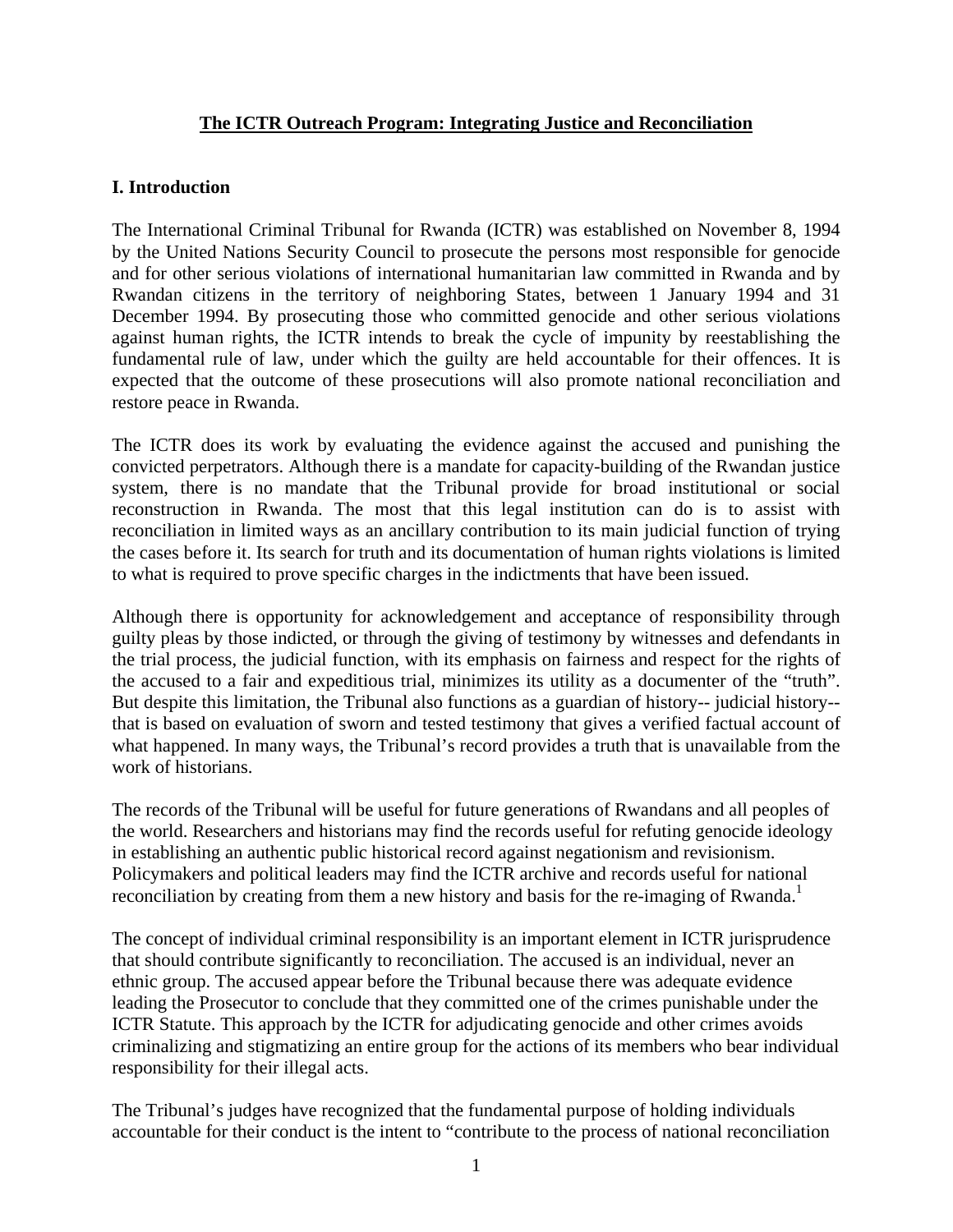**The ICTR Outreach Program: Integrating Justice and Reconciliation**

## I. Introduction

The International Criminal Tribunal for Rwanda (ICTR) was established on November 8, 1994 by the United Nations Security Council to prosecute the persons most responsible for genocide and for other serious violations of international humanitarian law committed in Rwanda and by Rwandan citizens in the territory of neighboring States, between 1 January 1994 and 31 December 1994. By prosecuting those who committed genocide and other serious violations against human rights, the ICTR intends to break the cycle of impunity by reestablishing the fundamental rule of law, under which the guilty are held accountable for their offences. It is expected that the outcome of these prosecutions will also promote national reconciliation and restore peace in Rwanda.

The ICTR does its work by evaluating the evidence against the accused and punishing the convicted perpetrators. Although there is a mandate for capacity-building of the Rwandan justice system, there is no mandate that the Tribunal provide for broad institutional or social reconstruction in Rwanda. The most that this legal institution can do is to assist with reconciliation in limited ways as an ancillary contribution to its main judicial function of trying the cases before it. Its search for truth and its documentation of human rights violations is limited to what is required to prove specific charges in the indictments that have been issued.

Although there is opportunity for acknowledgement and acceptance of responsibility through guilty pleas by those indicted, or through the giving of testimony by witnesses and defendants in the trial process, the judicial function, with its emphasis on fairness and respect for the rights of the accused to a fair and expeditious trial, minimizes its utility as a documenter of the "truth". But despite this limitation, the Tribunal also functions as a guardian of history-- judicial history-- that is based on evaluation of sworn and tested testimony that gives a verified factual account of what happened. In many ways, the Tribunal's record provides a truth that is unavailable from the work of historians.

The records of the Tribunal will be useful for future generations of Rwandans and all peoples of the world. Researchers and historians may find the records useful for refuting genocide ideology in establishing an authentic public historical record against negationism and revisionism. Policymakers and political leaders may find the ICTR archive and records useful for national reconciliation by creating from them a new history and basis for the re-imaging of Rwanda.[1]

The concept of individual criminal responsibility is an important element in ICTR jurisprudence that should contribute significantly to reconciliation. The accused is an individual, never an ethnic group. The accused appear before the Tribunal because there was adequate evidence leading the Prosecutor to conclude that they committed one of the crimes punishable under the ICTR Statute. This approach by the ICTR for adjudicating genocide and other crimes avoids criminalizing and stigmatizing an entire group for the actions of its members who bear individual responsibility for their illegal acts.

The Tribunal's judges have recognized that the fundamental purpose of holding individuals accountable for their conduct is the intent to "contribute to the process of national reconciliation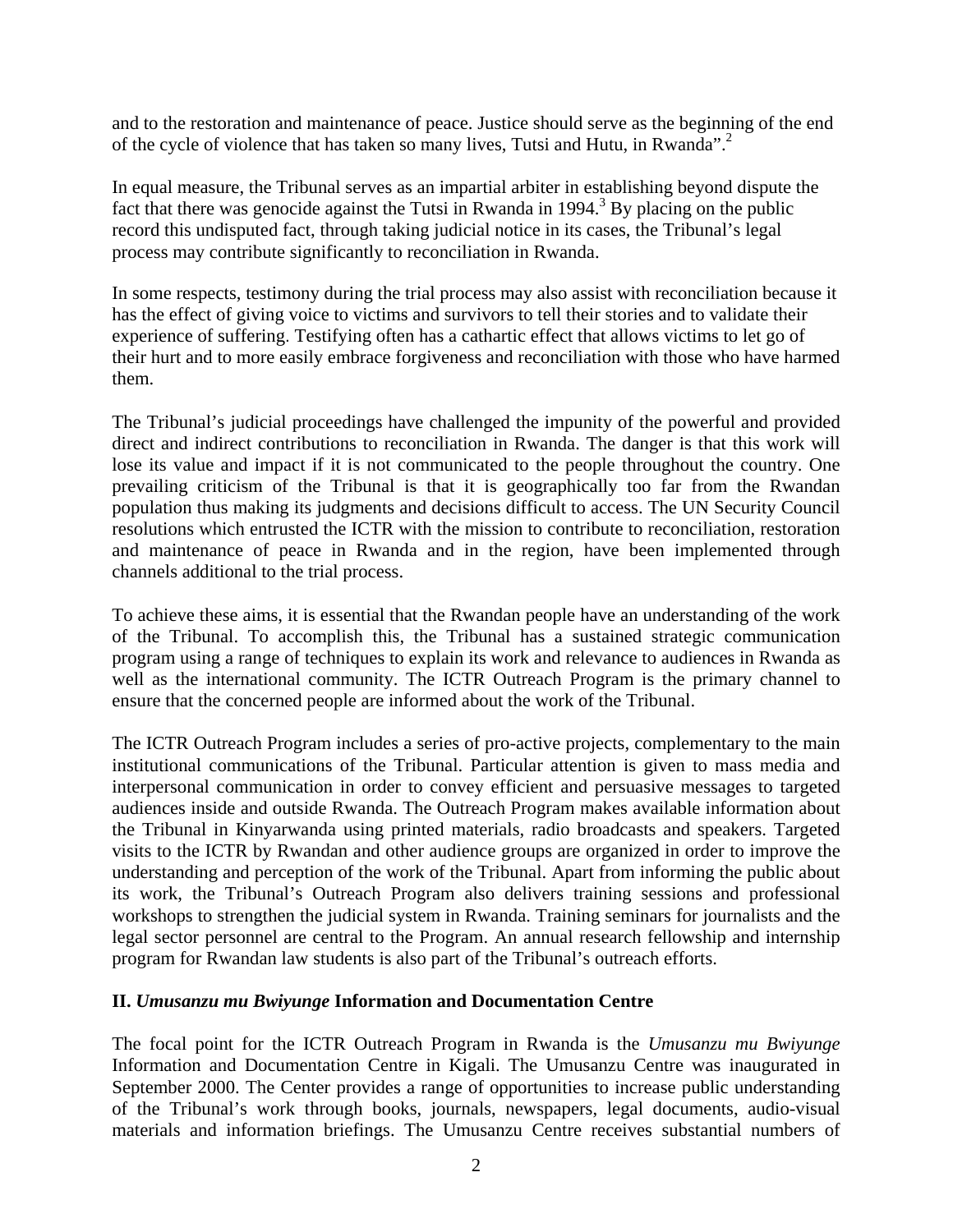and to the restoration and maintenance of peace. Justice should serve as the beginning of the end of the cycle of violence that has taken so many lives, Tutsi and Hutu, in Rwanda".[2]

In equal measure, the Tribunal serves as an impartial arbiter in establishing beyond dispute the fact that there was genocide against the Tutsi in Rwanda in 1994.[3] By placing on the public record this undisputed fact, through taking judicial notice in its cases, the Tribunal's legal process may contribute significantly to reconciliation in Rwanda.

In some respects, testimony during the trial process may also assist with reconciliation because it has the effect of giving voice to victims and survivors to tell their stories and to validate their experience of suffering. Testifying often has a cathartic effect that allows victims to let go of their hurt and to more easily embrace forgiveness and reconciliation with those who have harmed them.

The Tribunal's judicial proceedings have challenged the impunity of the powerful and provided direct and indirect contributions to reconciliation in Rwanda. The danger is that this work will lose its value and impact if it is not communicated to the people throughout the country. One prevailing criticism of the Tribunal is that it is geographically too far from the Rwandan population thus making its judgments and decisions difficult to access. The UN Security Council resolutions which entrusted the ICTR with the mission to contribute to reconciliation, restoration and maintenance of peace in Rwanda and in the region, have been implemented through channels additional to the trial process.

To achieve these aims, it is essential that the Rwandan people have an understanding of the work of the Tribunal. To accomplish this, the Tribunal has a sustained strategic communication program using a range of techniques to explain its work and relevance to audiences in Rwanda as well as the international community. The ICTR Outreach Program is the primary channel to ensure that the concerned people are informed about the work of the Tribunal.

The ICTR Outreach Program includes a series of pro-active projects, complementary to the main institutional communications of the Tribunal. Particular attention is given to mass media and interpersonal communication in order to convey efficient and persuasive messages to targeted audiences inside and outside Rwanda. The Outreach Program makes available information about the Tribunal in Kinyarwanda using printed materials, radio broadcasts and speakers. Targeted visits to the ICTR by Rwandan and other audience groups are organized in order to improve the understanding and perception of the work of the Tribunal. Apart from informing the public about its work, the Tribunal's Outreach Program also delivers training sessions and professional workshops to strengthen the judicial system in Rwanda. Training seminars for journalists and the legal sector personnel are central to the Program. An annual research fellowship and internship program for Rwandan law students is also part of the Tribunal's outreach efforts.

## II. *Umusanzu mu Bwiyunge* Information and Documentation Centre

The focal point for the ICTR Outreach Program in Rwanda is the *Umusanzu mu Bwiyunge* Information and Documentation Centre in Kigali. The Umusanzu Centre was inaugurated in September 2000. The Center provides a range of opportunities to increase public understanding of the Tribunal's work through books, journals, newspapers, legal documents, audio-visual materials and information briefings. The Umusanzu Centre receives substantial numbers of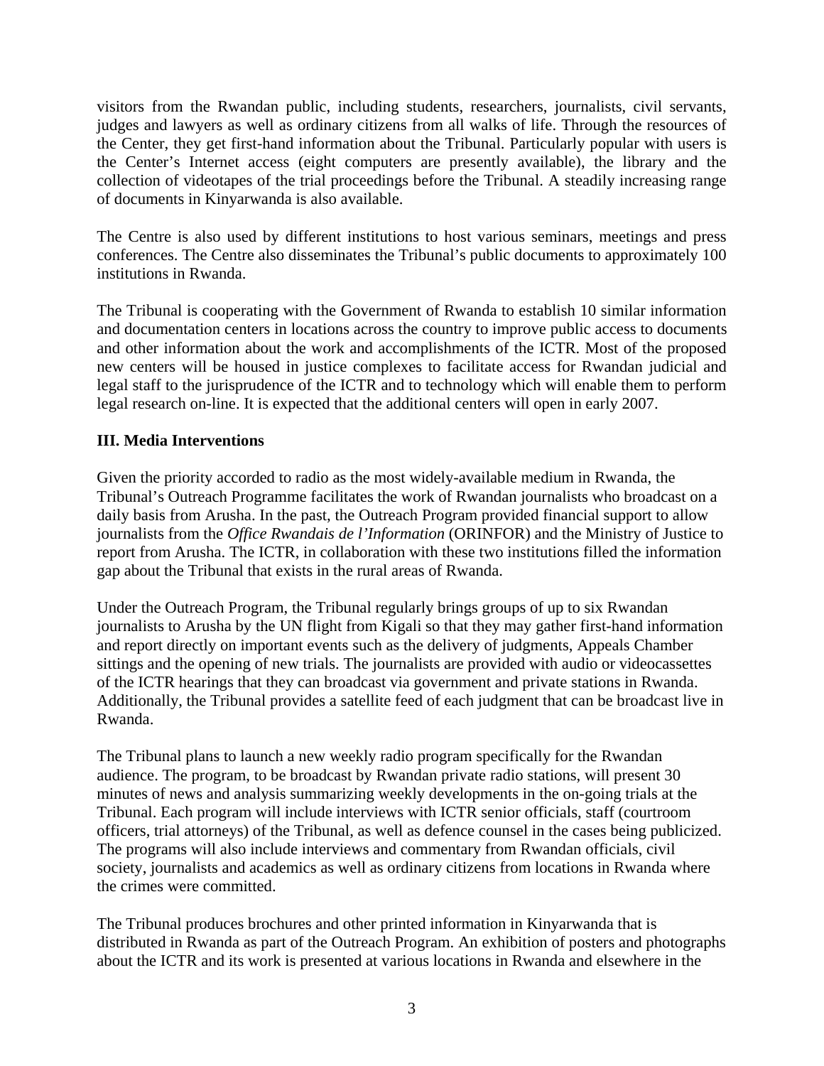visitors from the Rwandan public, including students, researchers, journalists, civil servants, judges and lawyers as well as ordinary citizens from all walks of life. Through the resources of the Center, they get first-hand information about the Tribunal. Particularly popular with users is the Center's Internet access (eight computers are presently available), the library and the collection of videotapes of the trial proceedings before the Tribunal. A steadily increasing range of documents in Kinyarwanda is also available.

The Centre is also used by different institutions to host various seminars, meetings and press conferences. The Centre also disseminates the Tribunal's public documents to approximately 100 institutions in Rwanda.

The Tribunal is cooperating with the Government of Rwanda to establish 10 similar information and documentation centers in locations across the country to improve public access to documents and other information about the work and accomplishments of the ICTR. Most of the proposed new centers will be housed in justice complexes to facilitate access for Rwandan judicial and legal staff to the jurisprudence of the ICTR and to technology which will enable them to perform legal research on-line. It is expected that the additional centers will open in early 2007.

### III. Media Interventions

Given the priority accorded to radio as the most widely-available medium in Rwanda, the Tribunal's Outreach Programme facilitates the work of Rwandan journalists who broadcast on a daily basis from Arusha. In the past, the Outreach Program provided financial support to allow journalists from the *Office Rwandais de l'Information* (ORINFOR) and the Ministry of Justice to report from Arusha. The ICTR, in collaboration with these two institutions filled the information gap about the Tribunal that exists in the rural areas of Rwanda.

Under the Outreach Program, the Tribunal regularly brings groups of up to six Rwandan journalists to Arusha by the UN flight from Kigali so that they may gather first-hand information and report directly on important events such as the delivery of judgments, Appeals Chamber sittings and the opening of new trials. The journalists are provided with audio or videocassettes of the ICTR hearings that they can broadcast via government and private stations in Rwanda. Additionally, the Tribunal provides a satellite feed of each judgment that can be broadcast live in Rwanda.

The Tribunal plans to launch a new weekly radio program specifically for the Rwandan audience. The program, to be broadcast by Rwandan private radio stations, will present 30 minutes of news and analysis summarizing weekly developments in the on-going trials at the Tribunal. Each program will include interviews with ICTR senior officials, staff (courtroom officers, trial attorneys) of the Tribunal, as well as defence counsel in the cases being publicized. The programs will also include interviews and commentary from Rwandan officials, civil society, journalists and academics as well as ordinary citizens from locations in Rwanda where the crimes were committed.

The Tribunal produces brochures and other printed information in Kinyarwanda that is distributed in Rwanda as part of the Outreach Program. An exhibition of posters and photographs about the ICTR and its work is presented at various locations in Rwanda and elsewhere in the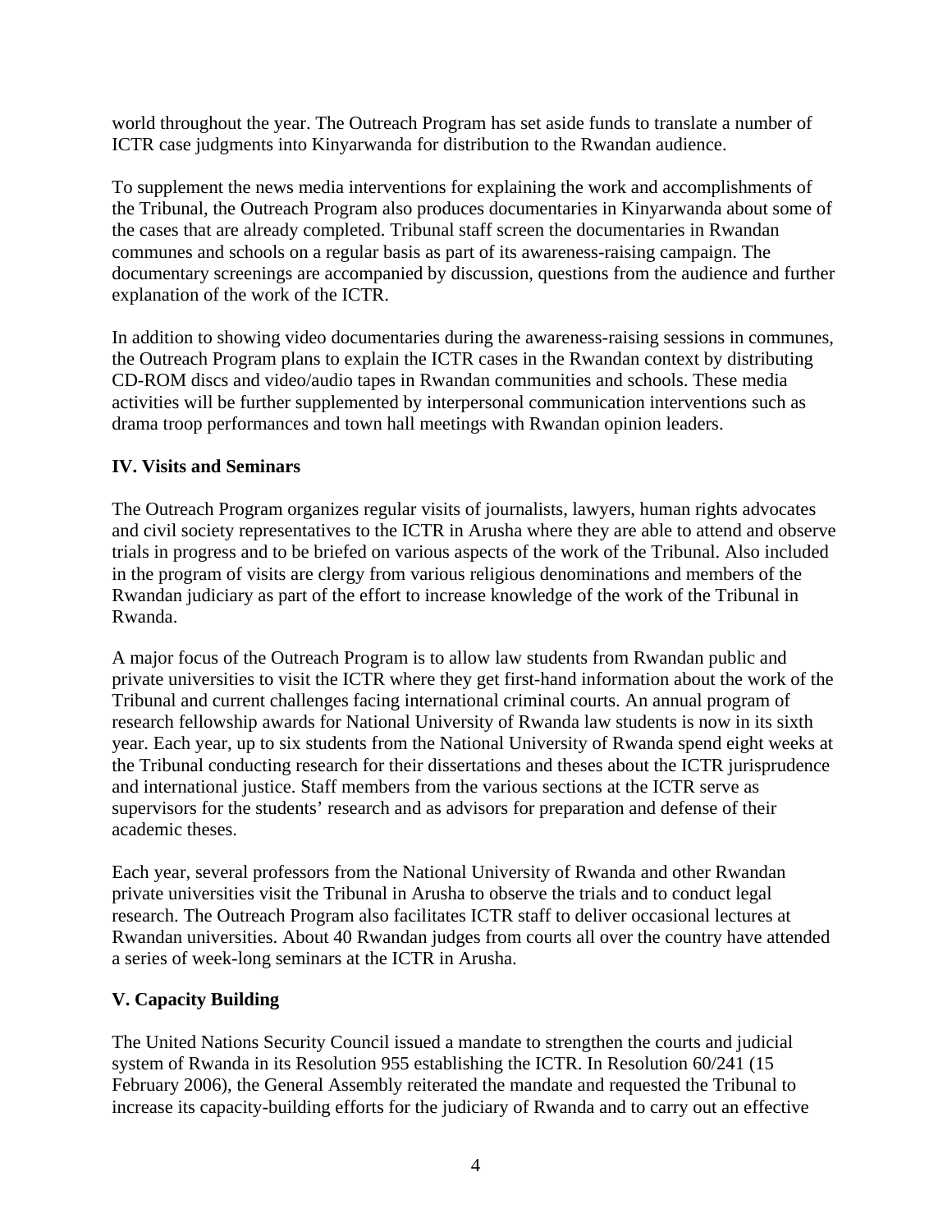world throughout the year. The Outreach Program has set aside funds to translate a number of ICTR case judgments into Kinyarwanda for distribution to the Rwandan audience.

To supplement the news media interventions for explaining the work and accomplishments of the Tribunal, the Outreach Program also produces documentaries in Kinyarwanda about some of the cases that are already completed. Tribunal staff screen the documentaries in Rwandan communes and schools on a regular basis as part of its awareness-raising campaign. The documentary screenings are accompanied by discussion, questions from the audience and further explanation of the work of the ICTR.

In addition to showing video documentaries during the awareness-raising sessions in communes, the Outreach Program plans to explain the ICTR cases in the Rwandan context by distributing CD-ROM discs and video/audio tapes in Rwandan communities and schools. These media activities will be further supplemented by interpersonal communication interventions such as drama troop performances and town hall meetings with Rwandan opinion leaders.

## IV. Visits and Seminars

The Outreach Program organizes regular visits of journalists, lawyers, human rights advocates and civil society representatives to the ICTR in Arusha where they are able to attend and observe trials in progress and to be briefed on various aspects of the work of the Tribunal. Also included in the program of visits are clergy from various religious denominations and members of the Rwandan judiciary as part of the effort to increase knowledge of the work of the Tribunal in Rwanda.

A major focus of the Outreach Program is to allow law students from Rwandan public and private universities to visit the ICTR where they get first-hand information about the work of the Tribunal and current challenges facing international criminal courts. An annual program of research fellowship awards for National University of Rwanda law students is now in its sixth year. Each year, up to six students from the National University of Rwanda spend eight weeks at the Tribunal conducting research for their dissertations and theses about the ICTR jurisprudence and international justice. Staff members from the various sections at the ICTR serve as supervisors for the students' research and as advisors for preparation and defense of their academic theses.

Each year, several professors from the National University of Rwanda and other Rwandan private universities visit the Tribunal in Arusha to observe the trials and to conduct legal research. The Outreach Program also facilitates ICTR staff to deliver occasional lectures at Rwandan universities. About 40 Rwandan judges from courts all over the country have attended a series of week-long seminars at the ICTR in Arusha.

## V. Capacity Building

The United Nations Security Council issued a mandate to strengthen the courts and judicial system of Rwanda in its Resolution 955 establishing the ICTR. In Resolution 60/241 (15 February 2006), the General Assembly reiterated the mandate and requested the Tribunal to increase its capacity-building efforts for the judiciary of Rwanda and to carry out an effective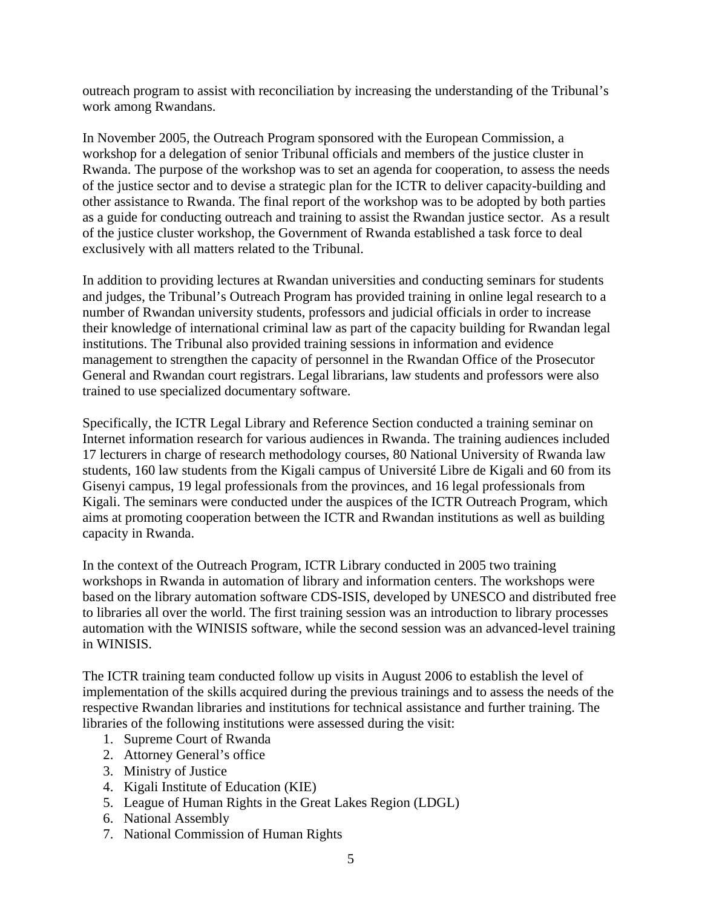outreach program to assist with reconciliation by increasing the understanding of the Tribunal's work among Rwandans.

In November 2005, the Outreach Program sponsored with the European Commission, a workshop for a delegation of senior Tribunal officials and members of the justice cluster in Rwanda. The purpose of the workshop was to set an agenda for cooperation, to assess the needs of the justice sector and to devise a strategic plan for the ICTR to deliver capacity-building and other assistance to Rwanda. The final report of the workshop was to be adopted by both parties as a guide for conducting outreach and training to assist the Rwandan justice sector. As a result of the justice cluster workshop, the Government of Rwanda established a task force to deal exclusively with all matters related to the Tribunal.

In addition to providing lectures at Rwandan universities and conducting seminars for students and judges, the Tribunal's Outreach Program has provided training in online legal research to a number of Rwandan university students, professors and judicial officials in order to increase their knowledge of international criminal law as part of the capacity building for Rwandan legal institutions. The Tribunal also provided training sessions in information and evidence management to strengthen the capacity of personnel in the Rwandan Office of the Prosecutor General and Rwandan court registrars. Legal librarians, law students and professors were also trained to use specialized documentary software.

Specifically, the ICTR Legal Library and Reference Section conducted a training seminar on Internet information research for various audiences in Rwanda. The training audiences included 17 lecturers in charge of research methodology courses, 80 National University of Rwanda law students, 160 law students from the Kigali campus of Université Libre de Kigali and 60 from its Gisenyi campus, 19 legal professionals from the provinces, and 16 legal professionals from Kigali. The seminars were conducted under the auspices of the ICTR Outreach Program, which aims at promoting cooperation between the ICTR and Rwandan institutions as well as building capacity in Rwanda.

In the context of the Outreach Program, ICTR Library conducted in 2005 two training workshops in Rwanda in automation of library and information centers. The workshops were based on the library automation software CDS-ISIS, developed by UNESCO and distributed free to libraries all over the world. The first training session was an introduction to library processes automation with the WINISIS software, while the second session was an advanced-level training in WINISIS.

The ICTR training team conducted follow up visits in August 2006 to establish the level of implementation of the skills acquired during the previous trainings and to assess the needs of the respective Rwandan libraries and institutions for technical assistance and further training. The libraries of the following institutions were assessed during the visit:

1. Supreme Court of Rwanda
2. Attorney General's office
3. Ministry of Justice
4. Kigali Institute of Education (KIE)
5. League of Human Rights in the Great Lakes Region (LDGL)
6. National Assembly
7. National Commission of Human Rights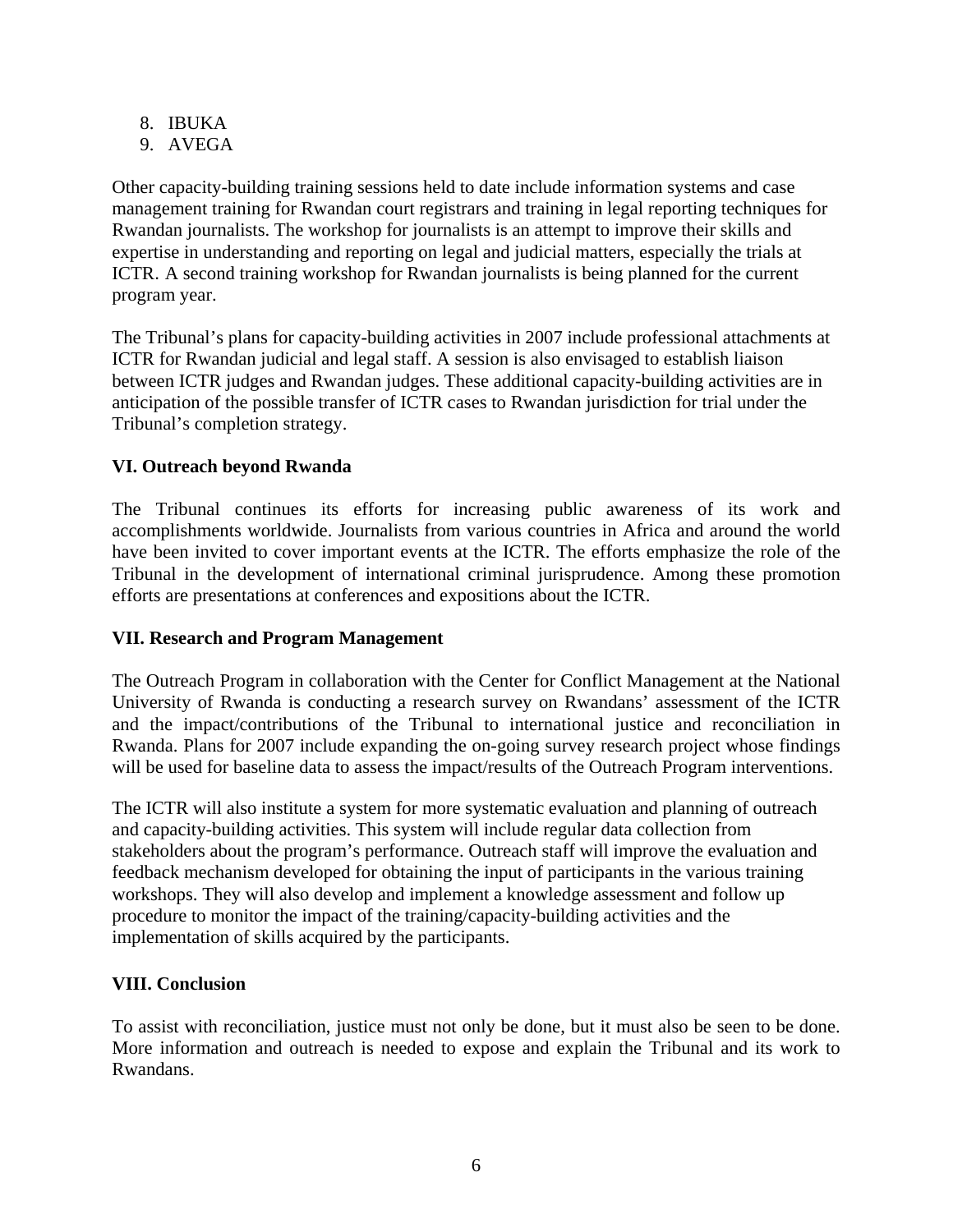8. IBUKA
9. AVEGA

Other capacity-building training sessions held to date include information systems and case management training for Rwandan court registrars and training in legal reporting techniques for Rwandan journalists. The workshop for journalists is an attempt to improve their skills and expertise in understanding and reporting on legal and judicial matters, especially the trials at ICTR. A second training workshop for Rwandan journalists is being planned for the current program year.

The Tribunal's plans for capacity-building activities in 2007 include professional attachments at ICTR for Rwandan judicial and legal staff. A session is also envisaged to establish liaison between ICTR judges and Rwandan judges. These additional capacity-building activities are in anticipation of the possible transfer of ICTR cases to Rwandan jurisdiction for trial under the Tribunal's completion strategy.

**VI. Outreach beyond Rwanda**

The Tribunal continues its efforts for increasing public awareness of its work and accomplishments worldwide. Journalists from various countries in Africa and around the world have been invited to cover important events at the ICTR. The efforts emphasize the role of the Tribunal in the development of international criminal jurisprudence. Among these promotion efforts are presentations at conferences and expositions about the ICTR.

**VII. Research and Program Management**

The Outreach Program in collaboration with the Center for Conflict Management at the National University of Rwanda is conducting a research survey on Rwandans' assessment of the ICTR and the impact/contributions of the Tribunal to international justice and reconciliation in Rwanda. Plans for 2007 include expanding the on-going survey research project whose findings will be used for baseline data to assess the impact/results of the Outreach Program interventions.

The ICTR will also institute a system for more systematic evaluation and planning of outreach and capacity-building activities. This system will include regular data collection from stakeholders about the program's performance. Outreach staff will improve the evaluation and feedback mechanism developed for obtaining the input of participants in the various training workshops. They will also develop and implement a knowledge assessment and follow up procedure to monitor the impact of the training/capacity-building activities and the implementation of skills acquired by the participants.

**VIII. Conclusion**

To assist with reconciliation, justice must not only be done, but it must also be seen to be done. More information and outreach is needed to expose and explain the Tribunal and its work to Rwandans.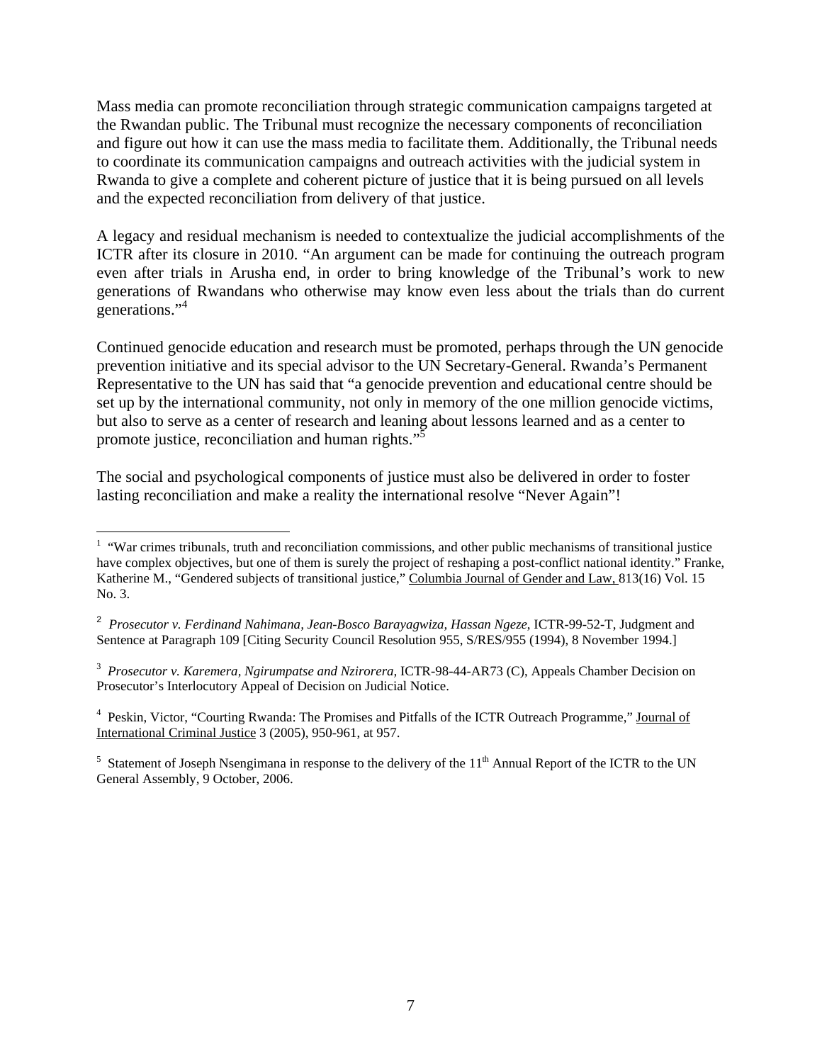Mass media can promote reconciliation through strategic communication campaigns targeted at the Rwandan public. The Tribunal must recognize the necessary components of reconciliation and figure out how it can use the mass media to facilitate them. Additionally, the Tribunal needs to coordinate its communication campaigns and outreach activities with the judicial system in Rwanda to give a complete and coherent picture of justice that it is being pursued on all levels and the expected reconciliation from delivery of that justice.

A legacy and residual mechanism is needed to contextualize the judicial accomplishments of the ICTR after its closure in 2010. "An argument can be made for continuing the outreach program even after trials in Arusha end, in order to bring knowledge of the Tribunal's work to new generations of Rwandans who otherwise may know even less about the trials than do current generations."[4]

Continued genocide education and research must be promoted, perhaps through the UN genocide prevention initiative and its special advisor to the UN Secretary-General. Rwanda's Permanent Representative to the UN has said that "a genocide prevention and educational centre should be set up by the international community, not only in memory of the one million genocide victims, but also to serve as a center of research and leaning about lessons learned and as a center to promote justice, reconciliation and human rights."[5]

The social and psychological components of justice must also be delivered in order to foster lasting reconciliation and make a reality the international resolve "Never Again"!

---

[1] "War crimes tribunals, truth and reconciliation commissions, and other public mechanisms of transitional justice have complex objectives, but one of them is surely the project of reshaping a post-conflict national identity." Franke, Katherine M., "Gendered subjects of transitional justice," Columbia Journal of Gender and Law, 813(16) Vol. 15 No. 3.

[2] *Prosecutor v. Ferdinand Nahimana, Jean-Bosco Barayagwiza, Hassan Ngeze*, ICTR-99-52-T, Judgment and Sentence at Paragraph 109 [Citing Security Council Resolution 955, S/RES/955 (1994), 8 November 1994.]

[3] *Prosecutor v. Karemera, Ngirumpatse and Nzirorera*, ICTR-98-44-AR73 (C), Appeals Chamber Decision on Prosecutor's Interlocutory Appeal of Decision on Judicial Notice.

[4] Peskin, Victor, "Courting Rwanda: The Promises and Pitfalls of the ICTR Outreach Programme," Journal of International Criminal Justice 3 (2005), 950-961, at 957.

[5] Statement of Joseph Nsengimana in response to the delivery of the 11th Annual Report of the ICTR to the UN General Assembly, 9 October, 2006.